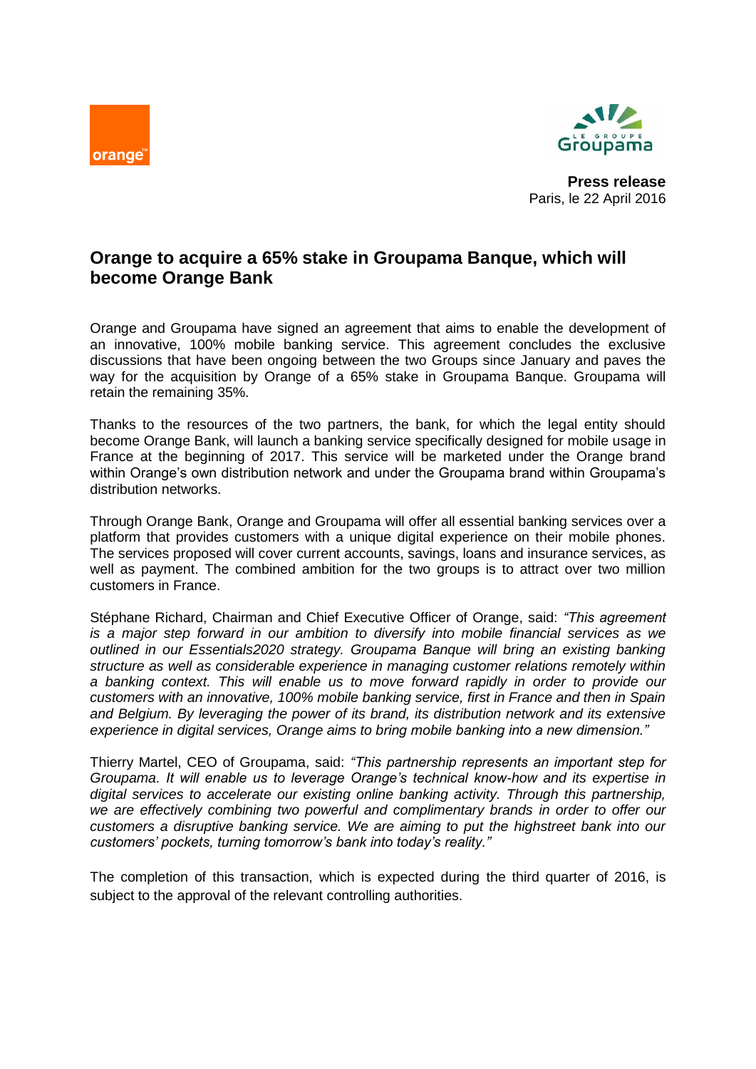**Press release**
Paris, le 22 April 2016

# Orange to acquire a 65% stake in Groupama Banque, which will become Orange Bank

Orange and Groupama have signed an agreement that aims to enable the development of an innovative, 100% mobile banking service. This agreement concludes the exclusive discussions that have been ongoing between the two Groups since January and paves the way for the acquisition by Orange of a 65% stake in Groupama Banque. Groupama will retain the remaining 35%.

Thanks to the resources of the two partners, the bank, for which the legal entity should become Orange Bank, will launch a banking service specifically designed for mobile usage in France at the beginning of 2017. This service will be marketed under the Orange brand within Orange's own distribution network and under the Groupama brand within Groupama's distribution networks.

Through Orange Bank, Orange and Groupama will offer all essential banking services over a platform that provides customers with a unique digital experience on their mobile phones. The services proposed will cover current accounts, savings, loans and insurance services, as well as payment. The combined ambition for the two groups is to attract over two million customers in France.

Stéphane Richard, Chairman and Chief Executive Officer of Orange, said: *"This agreement is a major step forward in our ambition to diversify into mobile financial services as we outlined in our Essentials2020 strategy. Groupama Banque will bring an existing banking structure as well as considerable experience in managing customer relations remotely within a banking context. This will enable us to move forward rapidly in order to provide our customers with an innovative, 100% mobile banking service, first in France and then in Spain and Belgium. By leveraging the power of its brand, its distribution network and its extensive experience in digital services, Orange aims to bring mobile banking into a new dimension."*

Thierry Martel, CEO of Groupama, said: *"This partnership represents an important step for Groupama. It will enable us to leverage Orange's technical know-how and its expertise in digital services to accelerate our existing online banking activity. Through this partnership, we are effectively combining two powerful and complimentary brands in order to offer our customers a disruptive banking service. We are aiming to put the highstreet bank into our customers' pockets, turning tomorrow's bank into today's reality."*

The completion of this transaction, which is expected during the third quarter of 2016, is subject to the approval of the relevant controlling authorities.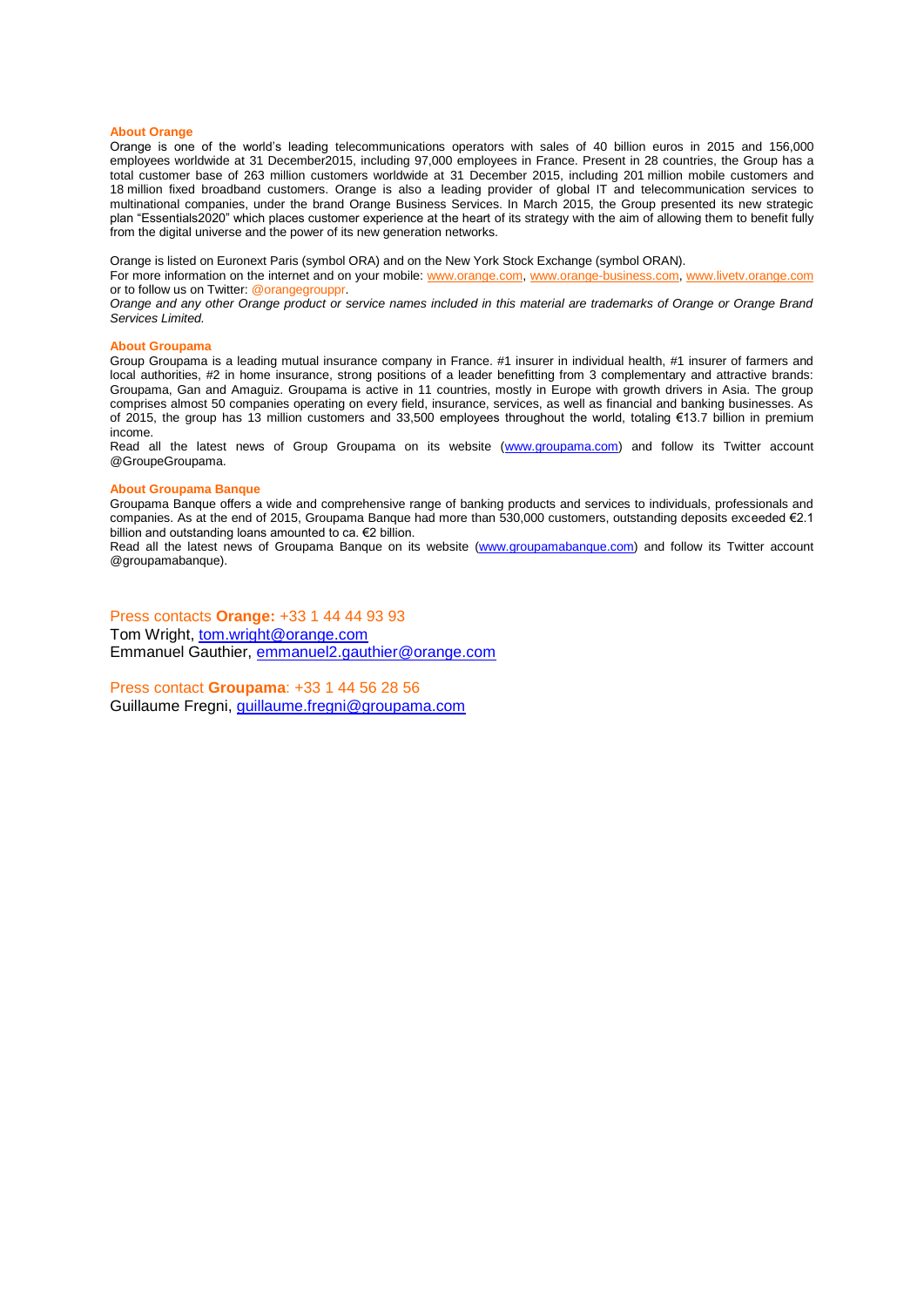**About Orange**

Orange is one of the world's leading telecommunications operators with sales of 40 billion euros in 2015 and 156,000 employees worldwide at 31 December2015, including 97,000 employees in France. Present in 28 countries, the Group has a total customer base of 263 million customers worldwide at 31 December 2015, including 201 million mobile customers and 18 million fixed broadband customers. Orange is also a leading provider of global IT and telecommunication services to multinational companies, under the brand Orange Business Services. In March 2015, the Group presented its new strategic plan "Essentials2020" which places customer experience at the heart of its strategy with the aim of allowing them to benefit fully from the digital universe and the power of its new generation networks.

Orange is listed on Euronext Paris (symbol ORA) and on the New York Stock Exchange (symbol ORAN).

For more information on the internet and on your mobile: www.orange.com, www.orange-business.com, www.livetv.orange.com or to follow us on Twitter: @orangegrouppr.

*Orange and any other Orange product or service names included in this material are trademarks of Orange or Orange Brand Services Limited.*

**About Groupama**

Group Groupama is a leading mutual insurance company in France. #1 insurer in individual health, #1 insurer of farmers and local authorities, #2 in home insurance, strong positions of a leader benefitting from 3 complementary and attractive brands: Groupama, Gan and Amaguiz. Groupama is active in 11 countries, mostly in Europe with growth drivers in Asia. The group comprises almost 50 companies operating on every field, insurance, services, as well as financial and banking businesses. As of 2015, the group has 13 million customers and 33,500 employees throughout the world, totaling €13.7 billion in premium income.

Read all the latest news of Group Groupama on its website (www.groupama.com) and follow its Twitter account @GroupeGroupama.

**About Groupama Banque**

Groupama Banque offers a wide and comprehensive range of banking products and services to individuals, professionals and companies. As at the end of 2015, Groupama Banque had more than 530,000 customers, outstanding deposits exceeded €2.1 billion and outstanding loans amounted to ca. €2 billion.

Read all the latest news of Groupama Banque on its website (www.groupamabanque.com) and follow its Twitter account @groupamabanque).

Press contacts **Orange:** +33 1 44 44 93 93

Tom Wright, tom.wright@orange.com

Emmanuel Gauthier, emmanuel2.gauthier@orange.com

Press contact **Groupama**: +33 1 44 56 28 56

Guillaume Fregni, guillaume.fregni@groupama.com